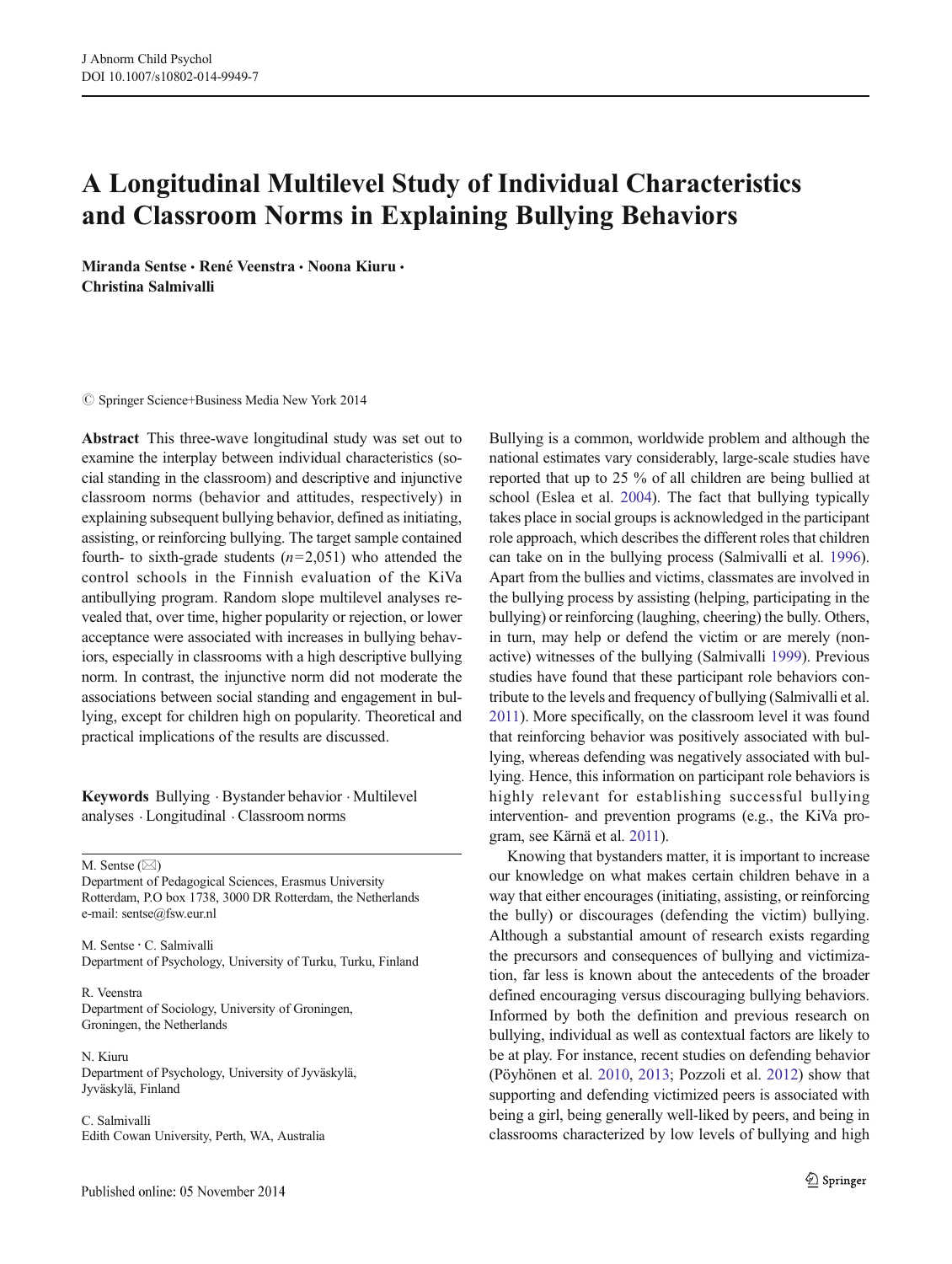# A Longitudinal Multilevel Study of Individual Characteristics and Classroom Norms in Explaining Bullying Behaviors

**Miranda Sentse · René Veenstra · Noona Kiuru · Christina Salmivalli**

© Springer Science+Business Media New York 2014

**Abstract** This three-wave longitudinal study was set out to examine the interplay between individual characteristics (social standing in the classroom) and descriptive and injunctive classroom norms (behavior and attitudes, respectively) in explaining subsequent bullying behavior, defined as initiating, assisting, or reinforcing bullying. The target sample contained fourth- to sixth-grade students ($n$=2,051) who attended the control schools in the Finnish evaluation of the KiVa antibullying program. Random slope multilevel analyses revealed that, over time, higher popularity or rejection, or lower acceptance were associated with increases in bullying behaviors, especially in classrooms with a high descriptive bullying norm. In contrast, the injunctive norm did not moderate the associations between social standing and engagement in bullying, except for children high on popularity. Theoretical and practical implications of the results are discussed.

**Keywords** Bullying · Bystander behavior · Multilevel analyses · Longitudinal · Classroom norms

M. Sentse (✉)
Department of Pedagogical Sciences, Erasmus University Rotterdam, P.O box 1738, 3000 DR Rotterdam, the Netherlands
e-mail: sentse@fsw.eur.nl

M. Sentse · C. Salmivalli
Department of Psychology, University of Turku, Turku, Finland

R. Veenstra
Department of Sociology, University of Groningen, Groningen, the Netherlands

N. Kiuru
Department of Psychology, University of Jyväskylä, Jyväskylä, Finland

C. Salmivalli
Edith Cowan University, Perth, WA, Australia

Published online: 05 November 2014

Bullying is a common, worldwide problem and although the national estimates vary considerably, large-scale studies have reported that up to 25 % of all children are being bullied at school (Eslea et al. 2004). The fact that bullying typically takes place in social groups is acknowledged in the participant role approach, which describes the different roles that children can take on in the bullying process (Salmivalli et al. 1996). Apart from the bullies and victims, classmates are involved in the bullying process by assisting (helping, participating in the bullying) or reinforcing (laughing, cheering) the bully. Others, in turn, may help or defend the victim or are merely (non-active) witnesses of the bullying (Salmivalli 1999). Previous studies have found that these participant role behaviors contribute to the levels and frequency of bullying (Salmivalli et al. 2011). More specifically, on the classroom level it was found that reinforcing behavior was positively associated with bullying, whereas defending was negatively associated with bullying. Hence, this information on participant role behaviors is highly relevant for establishing successful bullying intervention- and prevention programs (e.g., the KiVa program, see Kärnä et al. 2011).

Knowing that bystanders matter, it is important to increase our knowledge on what makes certain children behave in a way that either encourages (initiating, assisting, or reinforcing the bully) or discourages (defending the victim) bullying. Although a substantial amount of research exists regarding the precursors and consequences of bullying and victimization, far less is known about the antecedents of the broader defined encouraging versus discouraging bullying behaviors. Informed by both the definition and previous research on bullying, individual as well as contextual factors are likely to be at play. For instance, recent studies on defending behavior (Pöyhönen et al. 2010, 2013; Pozzoli et al. 2012) show that supporting and defending victimized peers is associated with being a girl, being generally well-liked by peers, and being in classrooms characterized by low levels of bullying and high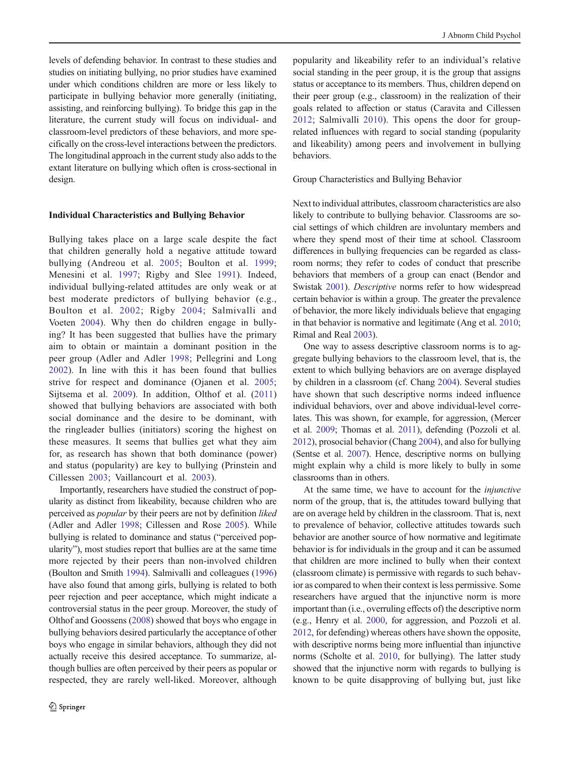levels of defending behavior. In contrast to these studies and studies on initiating bullying, no prior studies have examined under which conditions children are more or less likely to participate in bullying behavior more generally (initiating, assisting, and reinforcing bullying). To bridge this gap in the literature, the current study will focus on individual- and classroom-level predictors of these behaviors, and more specifically on the cross-level interactions between the predictors. The longitudinal approach in the current study also adds to the extant literature on bullying which often is cross-sectional in design.

## Individual Characteristics and Bullying Behavior

Bullying takes place on a large scale despite the fact that children generally hold a negative attitude toward bullying (Andreou et al. 2005; Boulton et al. 1999; Menesini et al. 1997; Rigby and Slee 1991). Indeed, individual bullying-related attitudes are only weak or at best moderate predictors of bullying behavior (e.g., Boulton et al. 2002; Rigby 2004; Salmivalli and Voeten 2004). Why then do children engage in bullying? It has been suggested that bullies have the primary aim to obtain or maintain a dominant position in the peer group (Adler and Adler 1998; Pellegrini and Long 2002). In line with this it has been found that bullies strive for respect and dominance (Ojanen et al. 2005; Sijtsema et al. 2009). In addition, Olthof et al. (2011) showed that bullying behaviors are associated with both social dominance and the desire to be dominant, with the ringleader bullies (initiators) scoring the highest on these measures. It seems that bullies get what they aim for, as research has shown that both dominance (power) and status (popularity) are key to bullying (Prinstein and Cillessen 2003; Vaillancourt et al. 2003).

Importantly, researchers have studied the construct of popularity as distinct from likeability, because children who are perceived as *popular* by their peers are not by definition *liked* (Adler and Adler 1998; Cillessen and Rose 2005). While bullying is related to dominance and status ("perceived popularity"), most studies report that bullies are at the same time more rejected by their peers than non-involved children (Boulton and Smith 1994). Salmivalli and colleagues (1996) have also found that among girls, bullying is related to both peer rejection and peer acceptance, which might indicate a controversial status in the peer group. Moreover, the study of Olthof and Goossens (2008) showed that boys who engage in bullying behaviors desired particularly the acceptance of other boys who engage in similar behaviors, although they did not actually receive this desired acceptance. To summarize, although bullies are often perceived by their peers as popular or respected, they are rarely well-liked. Moreover, although popularity and likeability refer to an individual's relative social standing in the peer group, it is the group that assigns status or acceptance to its members. Thus, children depend on their peer group (e.g., classroom) in the realization of their goals related to affection or status (Caravita and Cillessen 2012; Salmivalli 2010). This opens the door for group-related influences with regard to social standing (popularity and likeability) among peers and involvement in bullying behaviors.

### Group Characteristics and Bullying Behavior

Next to individual attributes, classroom characteristics are also likely to contribute to bullying behavior. Classrooms are social settings of which children are involuntary members and where they spend most of their time at school. Classroom differences in bullying frequencies can be regarded as classroom norms; they refer to codes of conduct that prescribe behaviors that members of a group can enact (Bendor and Swistak 2001). *Descriptive* norms refer to how widespread certain behavior is within a group. The greater the prevalence of behavior, the more likely individuals believe that engaging in that behavior is normative and legitimate (Ang et al. 2010; Rimal and Real 2003).

One way to assess descriptive classroom norms is to aggregate bullying behaviors to the classroom level, that is, the extent to which bullying behaviors are on average displayed by children in a classroom (cf. Chang 2004). Several studies have shown that such descriptive norms indeed influence individual behaviors, over and above individual-level correlates. This was shown, for example, for aggression, (Mercer et al. 2009; Thomas et al. 2011), defending (Pozzoli et al. 2012), prosocial behavior (Chang 2004), and also for bullying (Sentse et al. 2007). Hence, descriptive norms on bullying might explain why a child is more likely to bully in some classrooms than in others.

At the same time, we have to account for the *injunctive* norm of the group, that is, the attitudes toward bullying that are on average held by children in the classroom. That is, next to prevalence of behavior, collective attitudes towards such behavior are another source of how normative and legitimate behavior is for individuals in the group and it can be assumed that children are more inclined to bully when their context (classroom climate) is permissive with regards to such behavior as compared to when their context is less permissive. Some researchers have argued that the injunctive norm is more important than (i.e., overruling effects of) the descriptive norm (e.g., Henry et al. 2000, for aggression, and Pozzoli et al. 2012, for defending) whereas others have shown the opposite, with descriptive norms being more influential than injunctive norms (Scholte et al. 2010, for bullying). The latter study showed that the injunctive norm with regards to bullying is known to be quite disapproving of bullying but, just like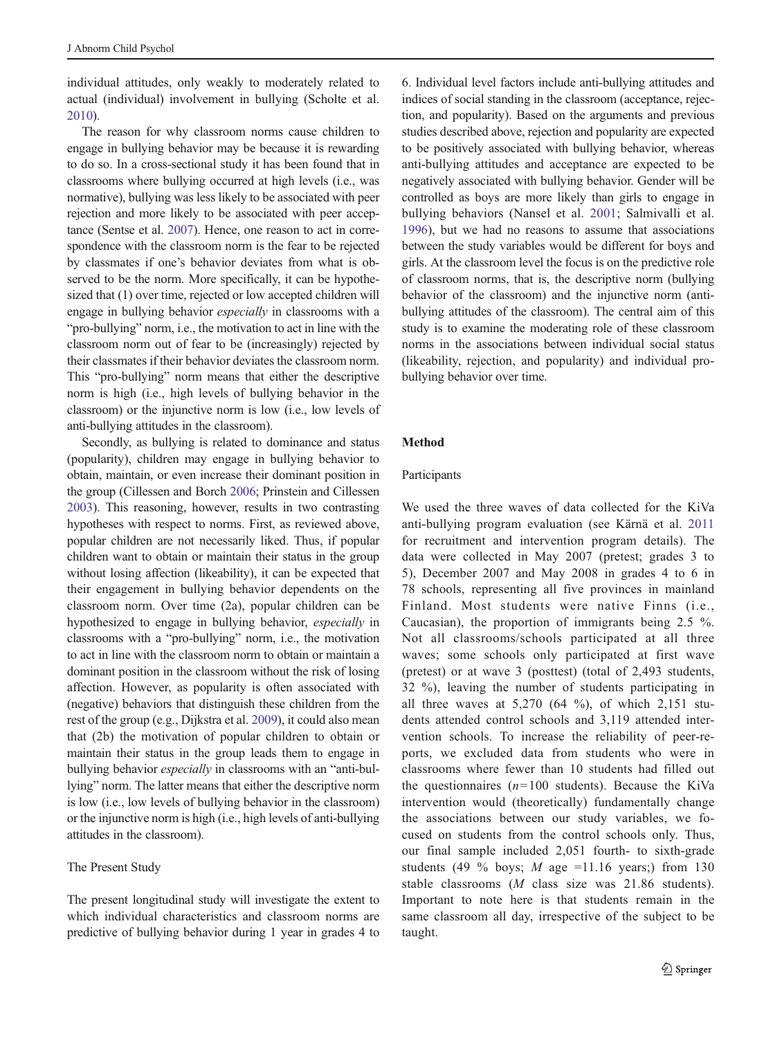individual attitudes, only weakly to moderately related to actual (individual) involvement in bullying (Scholte et al. 2010).

The reason for why classroom norms cause children to engage in bullying behavior may be because it is rewarding to do so. In a cross-sectional study it has been found that in classrooms where bullying occurred at high levels (i.e., was normative), bullying was less likely to be associated with peer rejection and more likely to be associated with peer acceptance (Sentse et al. 2007). Hence, one reason to act in correspondence with the classroom norm is the fear to be rejected by classmates if one's behavior deviates from what is observed to be the norm. More specifically, it can be hypothesized that (1) over time, rejected or low accepted children will engage in bullying behavior *especially* in classrooms with a "pro-bullying" norm, i.e., the motivation to act in line with the classroom norm out of fear to be (increasingly) rejected by their classmates if their behavior deviates the classroom norm. This "pro-bullying" norm means that either the descriptive norm is high (i.e., high levels of bullying behavior in the classroom) or the injunctive norm is low (i.e., low levels of anti-bullying attitudes in the classroom).

Secondly, as bullying is related to dominance and status (popularity), children may engage in bullying behavior to obtain, maintain, or even increase their dominant position in the group (Cillessen and Borch 2006; Prinstein and Cillessen 2003). This reasoning, however, results in two contrasting hypotheses with respect to norms. First, as reviewed above, popular children are not necessarily liked. Thus, if popular children want to obtain or maintain their status in the group without losing affection (likeability), it can be expected that their engagement in bullying behavior dependents on the classroom norm. Over time (2a), popular children can be hypothesized to engage in bullying behavior, *especially* in classrooms with a "pro-bullying" norm, i.e., the motivation to act in line with the classroom norm to obtain or maintain a dominant position in the classroom without the risk of losing affection. However, as popularity is often associated with (negative) behaviors that distinguish these children from the rest of the group (e.g., Dijkstra et al. 2009), it could also mean that (2b) the motivation of popular children to obtain or maintain their status in the group leads them to engage in bullying behavior *especially* in classrooms with an "anti-bullying" norm. The latter means that either the descriptive norm is low (i.e., low levels of bullying behavior in the classroom) or the injunctive norm is high (i.e., high levels of anti-bullying attitudes in the classroom).

## The Present Study

The present longitudinal study will investigate the extent to which individual characteristics and classroom norms are predictive of bullying behavior during 1 year in grades 4 to 6. Individual level factors include anti-bullying attitudes and indices of social standing in the classroom (acceptance, rejection, and popularity). Based on the arguments and previous studies described above, rejection and popularity are expected to be positively associated with bullying behavior, whereas anti-bullying attitudes and acceptance are expected to be negatively associated with bullying behavior. Gender will be controlled as boys are more likely than girls to engage in bullying behaviors (Nansel et al. 2001; Salmivalli et al. 1996), but we had no reasons to assume that associations between the study variables would be different for boys and girls. At the classroom level the focus is on the predictive role of classroom norms, that is, the descriptive norm (bullying behavior of the classroom) and the injunctive norm (anti-bullying attitudes of the classroom). The central aim of this study is to examine the moderating role of these classroom norms in the associations between individual social status (likeability, rejection, and popularity) and individual pro-bullying behavior over time.

## Method

### Participants

We used the three waves of data collected for the KiVa anti-bullying program evaluation (see Kärnä et al. 2011 for recruitment and intervention program details). The data were collected in May 2007 (pretest; grades 3 to 5), December 2007 and May 2008 in grades 4 to 6 in 78 schools, representing all five provinces in mainland Finland. Most students were native Finns (i.e., Caucasian), the proportion of immigrants being 2.5 %. Not all classrooms/schools participated at all three waves; some schools only participated at first wave (pretest) or at wave 3 (posttest) (total of 2,493 students, 32 %), leaving the number of students participating in all three waves at 5,270 (64 %), of which 2,151 students attended control schools and 3,119 attended intervention schools. To increase the reliability of peer-reports, we excluded data from students who were in classrooms where fewer than 10 students had filled out the questionnaires ($n=100$ students). Because the KiVa intervention would (theoretically) fundamentally change the associations between our study variables, we focused on students from the control schools only. Thus, our final sample included 2,051 fourth- to sixth-grade students (49 % boys; *M* age =11.16 years;) from 130 stable classrooms (*M* class size was 21.86 students). Important to note here is that students remain in the same classroom all day, irrespective of the subject to be taught.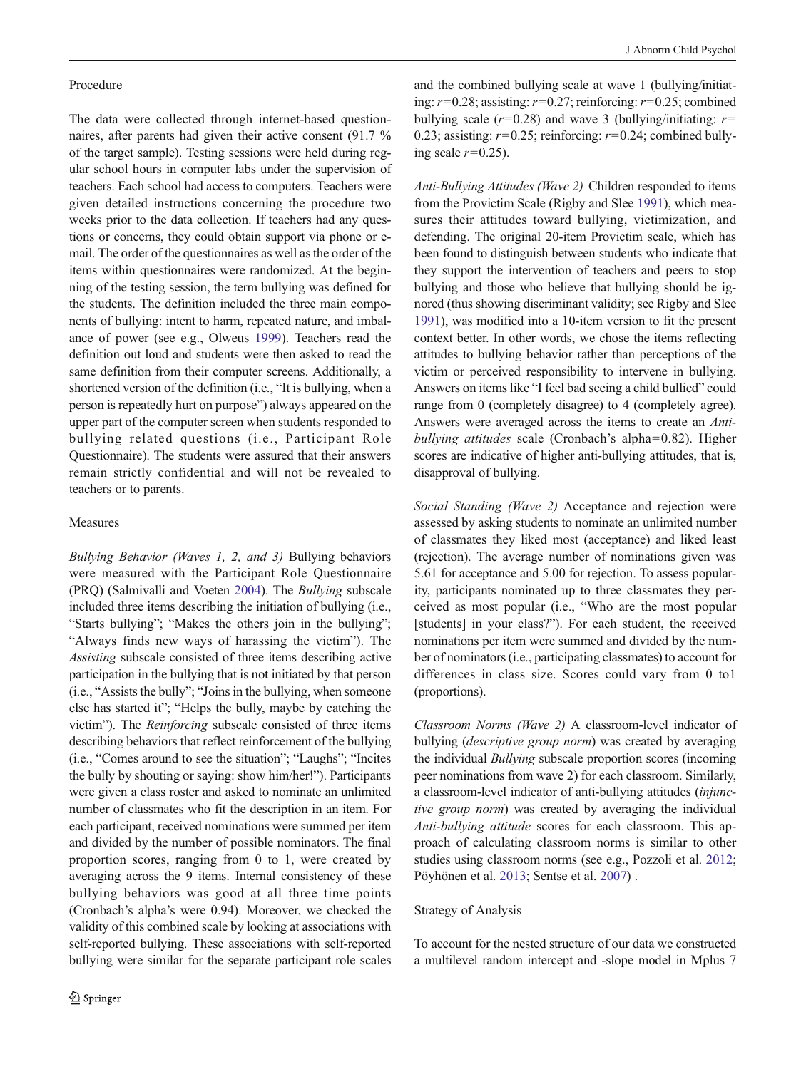### Procedure

The data were collected through internet-based questionnaires, after parents had given their active consent (91.7 % of the target sample). Testing sessions were held during regular school hours in computer labs under the supervision of teachers. Each school had access to computers. Teachers were given detailed instructions concerning the procedure two weeks prior to the data collection. If teachers had any questions or concerns, they could obtain support via phone or e-mail. The order of the questionnaires as well as the order of the items within questionnaires were randomized. At the beginning of the testing session, the term bullying was defined for the students. The definition included the three main components of bullying: intent to harm, repeated nature, and imbalance of power (see e.g., Olweus 1999). Teachers read the definition out loud and students were then asked to read the same definition from their computer screens. Additionally, a shortened version of the definition (i.e., "It is bullying, when a person is repeatedly hurt on purpose") always appeared on the upper part of the computer screen when students responded to bullying related questions (i.e., Participant Role Questionnaire). The students were assured that their answers remain strictly confidential and will not be revealed to teachers or to parents.

### Measures

*Bullying Behavior (Waves 1, 2, and 3)* Bullying behaviors were measured with the Participant Role Questionnaire (PRQ) (Salmivalli and Voeten 2004). The *Bullying* subscale included three items describing the initiation of bullying (i.e., "Starts bullying"; "Makes the others join in the bullying"; "Always finds new ways of harassing the victim"). The *Assisting* subscale consisted of three items describing active participation in the bullying that is not initiated by that person (i.e., "Assists the bully"; "Joins in the bullying, when someone else has started it"; "Helps the bully, maybe by catching the victim"). The *Reinforcing* subscale consisted of three items describing behaviors that reflect reinforcement of the bullying (i.e., "Comes around to see the situation"; "Laughs"; "Incites the bully by shouting or saying: show him/her!"). Participants were given a class roster and asked to nominate an unlimited number of classmates who fit the description in an item. For each participant, received nominations were summed per item and divided by the number of possible nominators. The final proportion scores, ranging from 0 to 1, were created by averaging across the 9 items. Internal consistency of these bullying behaviors was good at all three time points (Cronbach's alpha's were 0.94). Moreover, we checked the validity of this combined scale by looking at associations with self-reported bullying. These associations with self-reported bullying were similar for the separate participant role scales and the combined bullying scale at wave 1 (bullying/initiating: $r=0.28$; assisting: $r=0.27$; reinforcing: $r=0.25$; combined bullying scale ($r=0.28$) and wave 3 (bullying/initiating: $r=0.23$; assisting: $r=0.25$; reinforcing: $r=0.24$; combined bullying scale $r=0.25$).

*Anti-Bullying Attitudes (Wave 2)* Children responded to items from the Provictim Scale (Rigby and Slee 1991), which measures their attitudes toward bullying, victimization, and defending. The original 20-item Provictim scale, which has been found to distinguish between students who indicate that they support the intervention of teachers and peers to stop bullying and those who believe that bullying should be ignored (thus showing discriminant validity; see Rigby and Slee 1991), was modified into a 10-item version to fit the present context better. In other words, we chose the items reflecting attitudes to bullying behavior rather than perceptions of the victim or perceived responsibility to intervene in bullying. Answers on items like "I feel bad seeing a child bullied" could range from 0 (completely disagree) to 4 (completely agree). Answers were averaged across the items to create an *Anti-bullying attitudes* scale (Cronbach's alpha=0.82). Higher scores are indicative of higher anti-bullying attitudes, that is, disapproval of bullying.

*Social Standing (Wave 2)* Acceptance and rejection were assessed by asking students to nominate an unlimited number of classmates they liked most (acceptance) and liked least (rejection). The average number of nominations given was 5.61 for acceptance and 5.00 for rejection. To assess popularity, participants nominated up to three classmates they perceived as most popular (i.e., "Who are the most popular [students] in your class?"). For each student, the received nominations per item were summed and divided by the number of nominators (i.e., participating classmates) to account for differences in class size. Scores could vary from 0 to1 (proportions).

*Classroom Norms (Wave 2)* A classroom-level indicator of bullying (*descriptive group norm*) was created by averaging the individual *Bullying* subscale proportion scores (incoming peer nominations from wave 2) for each classroom. Similarly, a classroom-level indicator of anti-bullying attitudes (*injunctive group norm*) was created by averaging the individual *Anti-bullying attitude* scores for each classroom. This approach of calculating classroom norms is similar to other studies using classroom norms (see e.g., Pozzoli et al. 2012; Pöyhönen et al. 2013; Sentse et al. 2007) .

### Strategy of Analysis

To account for the nested structure of our data we constructed a multilevel random intercept and -slope model in Mplus 7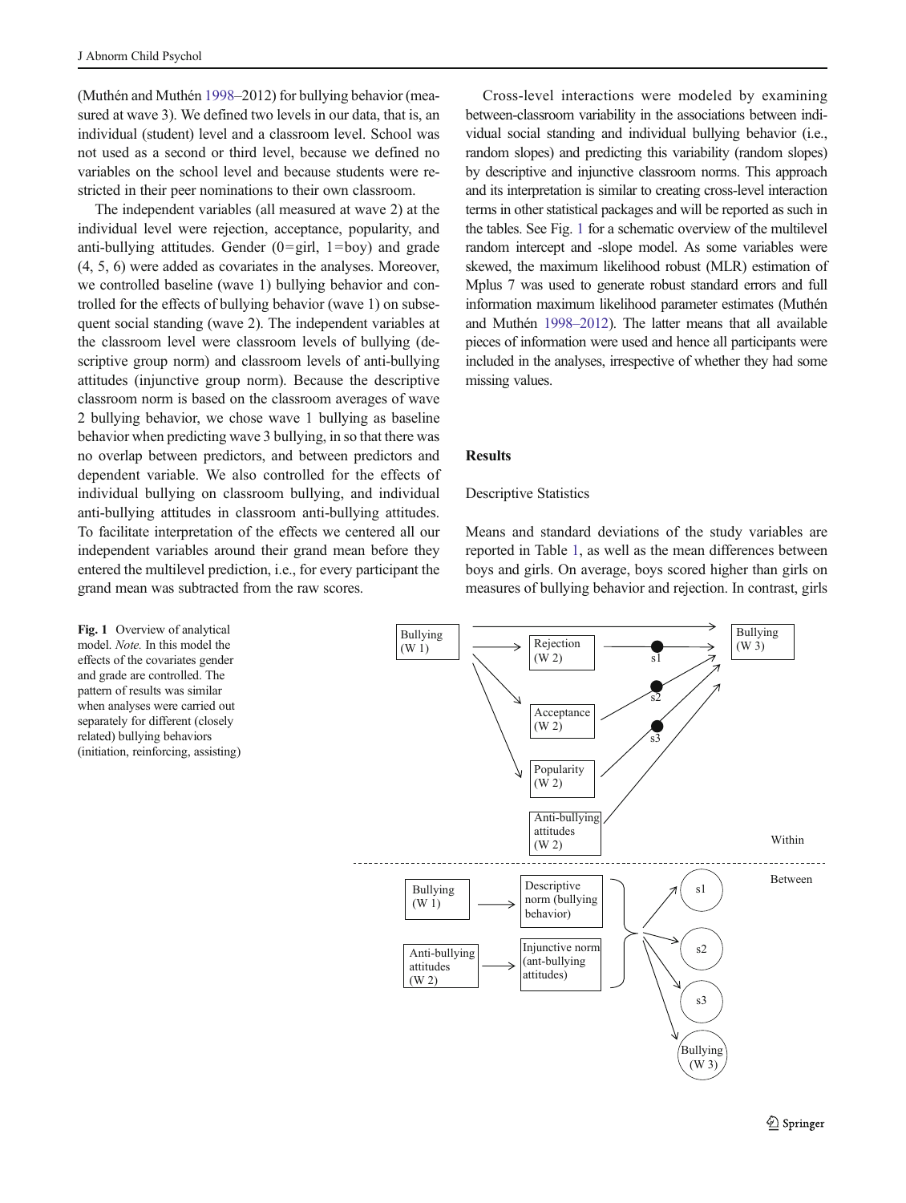(Muthén and Muthén 1998–2012) for bullying behavior (measured at wave 3). We defined two levels in our data, that is, an individual (student) level and a classroom level. School was not used as a second or third level, because we defined no variables on the school level and because students were restricted in their peer nominations to their own classroom.

The independent variables (all measured at wave 2) at the individual level were rejection, acceptance, popularity, and anti-bullying attitudes. Gender (0=girl, 1=boy) and grade (4, 5, 6) were added as covariates in the analyses. Moreover, we controlled baseline (wave 1) bullying behavior and controlled for the effects of bullying behavior (wave 1) on subsequent social standing (wave 2). The independent variables at the classroom level were classroom levels of bullying (descriptive group norm) and classroom levels of anti-bullying attitudes (injunctive group norm). Because the descriptive classroom norm is based on the classroom averages of wave 2 bullying behavior, we chose wave 1 bullying as baseline behavior when predicting wave 3 bullying, in so that there was no overlap between predictors, and between predictors and dependent variable. We also controlled for the effects of individual bullying on classroom bullying, and individual anti-bullying attitudes in classroom anti-bullying attitudes. To facilitate interpretation of the effects we centered all our independent variables around their grand mean before they entered the multilevel prediction, i.e., for every participant the grand mean was subtracted from the raw scores.

Cross-level interactions were modeled by examining between-classroom variability in the associations between individual social standing and individual bullying behavior (i.e., random slopes) and predicting this variability (random slopes) by descriptive and injunctive classroom norms. This approach and its interpretation is similar to creating cross-level interaction terms in other statistical packages and will be reported as such in the tables. See Fig. 1 for a schematic overview of the multilevel random intercept and -slope model. As some variables were skewed, the maximum likelihood robust (MLR) estimation of Mplus 7 was used to generate robust standard errors and full information maximum likelihood parameter estimates (Muthén and Muthén 1998–2012). The latter means that all available pieces of information were used and hence all participants were included in the analyses, irrespective of whether they had some missing values.

## Results

### Descriptive Statistics

Means and standard deviations of the study variables are reported in Table 1, as well as the mean differences between boys and girls. On average, boys scored higher than girls on measures of bullying behavior and rejection. In contrast, girls

**Fig. 1** Overview of analytical model. *Note.* In this model the effects of the covariates gender and grade are controlled. The pattern of results was similar when analyses were carried out separately for different (closely related) bullying behaviors (initiation, reinforcing, assisting)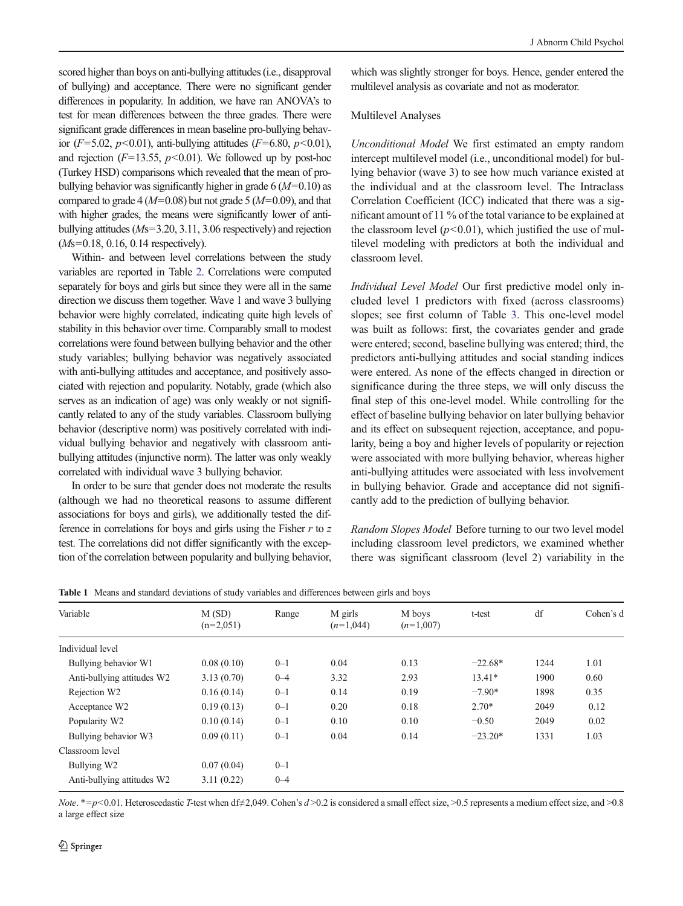scored higher than boys on anti-bullying attitudes (i.e., disapproval of bullying) and acceptance. There were no significant gender differences in popularity. In addition, we have ran ANOVA's to test for mean differences between the three grades. There were significant grade differences in mean baseline pro-bullying behavior ($F$=5.02, $p$<0.01), anti-bullying attitudes ($F$=6.80, $p$<0.01), and rejection ($F$=13.55, $p$<0.01). We followed up by post-hoc (Turkey HSD) comparisons which revealed that the mean of pro-bullying behavior was significantly higher in grade 6 ($M$=0.10) as compared to grade 4 ($M$=0.08) but not grade 5 ($M$=0.09), and that with higher grades, the means were significantly lower of anti-bullying attitudes ($M$s=3.20, 3.11, 3.06 respectively) and rejection ($M$s=0.18, 0.16, 0.14 respectively).

Within- and between level correlations between the study variables are reported in Table 2. Correlations were computed separately for boys and girls but since they were all in the same direction we discuss them together. Wave 1 and wave 3 bullying behavior were highly correlated, indicating quite high levels of stability in this behavior over time. Comparably small to modest correlations were found between bullying behavior and the other study variables; bullying behavior was negatively associated with anti-bullying attitudes and acceptance, and positively associated with rejection and popularity. Notably, grade (which also serves as an indication of age) was only weakly or not significantly related to any of the study variables. Classroom bullying behavior (descriptive norm) was positively correlated with individual bullying behavior and negatively with classroom anti-bullying attitudes (injunctive norm). The latter was only weakly correlated with individual wave 3 bullying behavior.

In order to be sure that gender does not moderate the results (although we had no theoretical reasons to assume different associations for boys and girls), we additionally tested the difference in correlations for boys and girls using the Fisher $r$ to $z$ test. The correlations did not differ significantly with the exception of the correlation between popularity and bullying behavior, which was slightly stronger for boys. Hence, gender entered the multilevel analysis as covariate and not as moderator.

### Multilevel Analyses

*Unconditional Model* We first estimated an empty random intercept multilevel model (i.e., unconditional model) for bullying behavior (wave 3) to see how much variance existed at the individual and at the classroom level. The Intraclass Correlation Coefficient (ICC) indicated that there was a significant amount of 11 % of the total variance to be explained at the classroom level ($p$<0.01), which justified the use of multilevel modeling with predictors at both the individual and classroom level.

*Individual Level Model* Our first predictive model only included level 1 predictors with fixed (across classrooms) slopes; see first column of Table 3. This one-level model was built as follows: first, the covariates gender and grade were entered; second, baseline bullying was entered; third, the predictors anti-bullying attitudes and social standing indices were entered. As none of the effects changed in direction or significance during the three steps, we will only discuss the final step of this one-level model. While controlling for the effect of baseline bullying behavior on later bullying behavior and its effect on subsequent rejection, acceptance, and popularity, being a boy and higher levels of popularity or rejection were associated with more bullying behavior, whereas higher anti-bullying attitudes were associated with less involvement in bullying behavior. Grade and acceptance did not significantly add to the prediction of bullying behavior.

*Random Slopes Model* Before turning to our two level model including classroom level predictors, we examined whether there was significant classroom (level 2) variability in the

**Table 1** Means and standard deviations of study variables and differences between girls and boys

| Variable | M (SD) (n=2,051) | Range | M girls ($n$=1,044) | M boys ($n$=1,007) | t-test | df | Cohen's d |
|---|---|---|---|---|---|---|---|
| Individual level | | | | | | | |
| Bullying behavior W1 | 0.08 (0.10) | 0–1 | 0.04 | 0.13 | −22.68* | 1244 | 1.01 |
| Anti-bullying attitudes W2 | 3.13 (0.70) | 0–4 | 3.32 | 2.93 | 13.41* | 1900 | 0.60 |
| Rejection W2 | 0.16 (0.14) | 0–1 | 0.14 | 0.19 | −7.90* | 1898 | 0.35 |
| Acceptance W2 | 0.19 (0.13) | 0–1 | 0.20 | 0.18 | 2.70* | 2049 | 0.12 |
| Popularity W2 | 0.10 (0.14) | 0–1 | 0.10 | 0.10 | −0.50 | 2049 | 0.02 |
| Bullying behavior W3 | 0.09 (0.11) | 0–1 | 0.04 | 0.14 | −23.20* | 1331 | 1.03 |
| Classroom level | | | | | | | |
| Bullying W2 | 0.07 (0.04) | 0–1 | | | | | |
| Anti-bullying attitudes W2 | 3.11 (0.22) | 0–4 | | | | | |

*Note*. *=$p$<0.01. Heteroscedastic $T$-test when df≠2,049. Cohen's $d$ >0.2 is considered a small effect size, >0.5 represents a medium effect size, and >0.8 a large effect size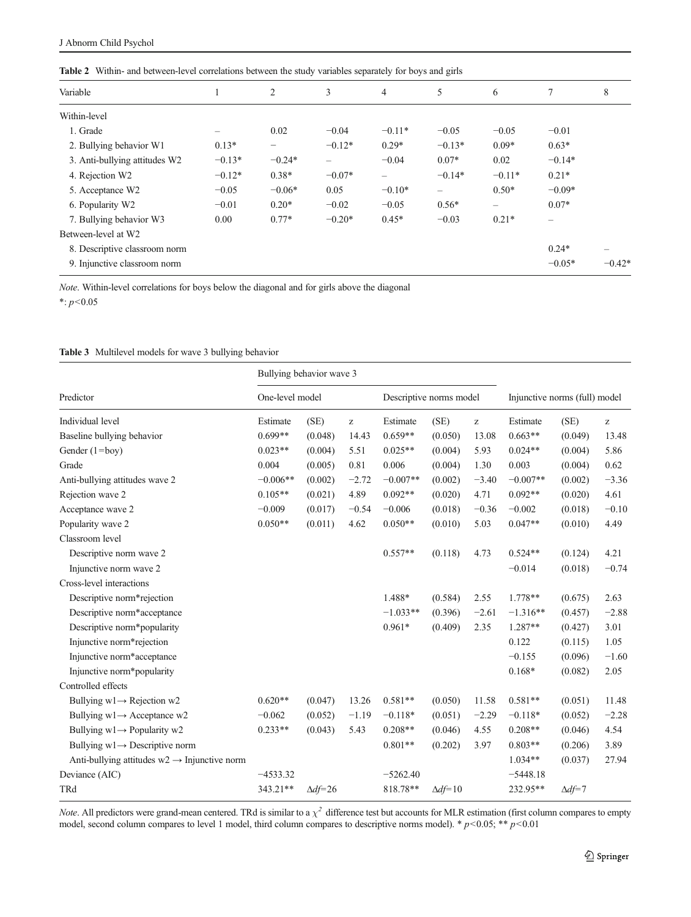**Table 2** Within- and between-level correlations between the study variables separately for boys and girls

| Variable | 1 | 2 | 3 | 4 | 5 | 6 | 7 | 8 |
|---|---|---|---|---|---|---|---|---|
| Within-level | | | | | | | | |
| 1. Grade | – | 0.02 | −0.04 | −0.11* | −0.05 | −0.05 | −0.01 | |
| 2. Bullying behavior W1 | 0.13* | – | −0.12* | 0.29* | −0.13* | 0.09* | 0.63* | |
| 3. Anti-bullying attitudes W2 | −0.13* | −0.24* | – | −0.04 | 0.07* | 0.02 | −0.14* | |
| 4. Rejection W2 | −0.12* | 0.38* | −0.07* | – | −0.14* | −0.11* | 0.21* | |
| 5. Acceptance W2 | −0.05 | −0.06* | 0.05 | −0.10* | – | 0.50* | −0.09* | |
| 6. Popularity W2 | −0.01 | 0.20* | −0.02 | −0.05 | 0.56* | – | 0.07* | |
| 7. Bullying behavior W3 | 0.00 | 0.77* | −0.20* | 0.45* | −0.03 | 0.21* | – | |
| Between-level at W2 | | | | | | | | |
| 8. Descriptive classroom norm | | | | | | | 0.24* | – |
| 9. Injunctive classroom norm | | | | | | | −0.05* | −0.42* |

*Note*. Within-level correlations for boys below the diagonal and for girls above the diagonal

*: $p<0.05$

**Table 3** Multilevel models for wave 3 bullying behavior

| Predictor | Bullying behavior wave 3 | | | | | | | | |
|---|---|---|---|---|---|---|---|---|---|
| | One-level model | | | Descriptive norms model | | | Injunctive norms (full) model | | |
| Individual level | Estimate | (SE) | z | Estimate | (SE) | z | Estimate | (SE) | z |
| Baseline bullying behavior | 0.699** | (0.048) | 14.43 | 0.659** | (0.050) | 13.08 | 0.663** | (0.049) | 13.48 |
| Gender (1=boy) | 0.023** | (0.004) | 5.51 | 0.025** | (0.004) | 5.93 | 0.024** | (0.004) | 5.86 |
| Grade | 0.004 | (0.005) | 0.81 | 0.006 | (0.004) | 1.30 | 0.003 | (0.004) | 0.62 |
| Anti-bullying attitudes wave 2 | −0.006** | (0.002) | −2.72 | −0.007** | (0.002) | −3.40 | −0.007** | (0.002) | −3.36 |
| Rejection wave 2 | 0.105** | (0.021) | 4.89 | 0.092** | (0.020) | 4.71 | 0.092** | (0.020) | 4.61 |
| Acceptance wave 2 | −0.009 | (0.017) | −0.54 | −0.006 | (0.018) | −0.36 | −0.002 | (0.018) | −0.10 |
| Popularity wave 2 | 0.050** | (0.011) | 4.62 | 0.050** | (0.010) | 5.03 | 0.047** | (0.010) | 4.49 |
| Classroom level | | | | | | | | | |
| Descriptive norm wave 2 | | | | 0.557** | (0.118) | 4.73 | 0.524** | (0.124) | 4.21 |
| Injunctive norm wave 2 | | | | | | | −0.014 | (0.018) | −0.74 |
| Cross-level interactions | | | | | | | | | |
| Descriptive norm*rejection | | | | 1.488* | (0.584) | 2.55 | 1.778** | (0.675) | 2.63 |
| Descriptive norm*acceptance | | | | −1.033** | (0.396) | −2.61 | −1.316** | (0.457) | −2.88 |
| Descriptive norm*popularity | | | | 0.961* | (0.409) | 2.35 | 1.287** | (0.427) | 3.01 |
| Injunctive norm*rejection | | | | | | | 0.122 | (0.115) | 1.05 |
| Injunctive norm*acceptance | | | | | | | −0.155 | (0.096) | −1.60 |
| Injunctive norm*popularity | | | | | | | 0.168* | (0.082) | 2.05 |
| Controlled effects | | | | | | | | | |
| Bullying w1→ Rejection w2 | 0.620** | (0.047) | 13.26 | 0.581** | (0.050) | 11.58 | 0.581** | (0.051) | 11.48 |
| Bullying w1→ Acceptance w2 | −0.062 | (0.052) | −1.19 | −0.118* | (0.051) | −2.29 | −0.118* | (0.052) | −2.28 |
| Bullying w1→ Popularity w2 | 0.233** | (0.043) | 5.43 | 0.208** | (0.046) | 4.55 | 0.208** | (0.046) | 4.54 |
| Bullying w1→ Descriptive norm | | | | 0.801** | (0.202) | 3.97 | 0.803** | (0.206) | 3.89 |
| Anti-bullying attitudes w2 → Injunctive norm | | | | | | | 1.034** | (0.037) | 27.94 |
| Deviance (AIC) | −4533.32 | | | −5262.40 | | | −5448.18 | | |
| TRd | 343.21** | $\Delta df$=26 | | 818.78** | $\Delta df$=10 | | 232.95** | $\Delta df$=7 | |

*Note*. All predictors were grand-mean centered. TRd is similar to a $\chi^2$ difference test but accounts for MLR estimation (first column compares to empty model, second column compares to level 1 model, third column compares to descriptive norms model). * $p<0.05$; ** $p<0.01$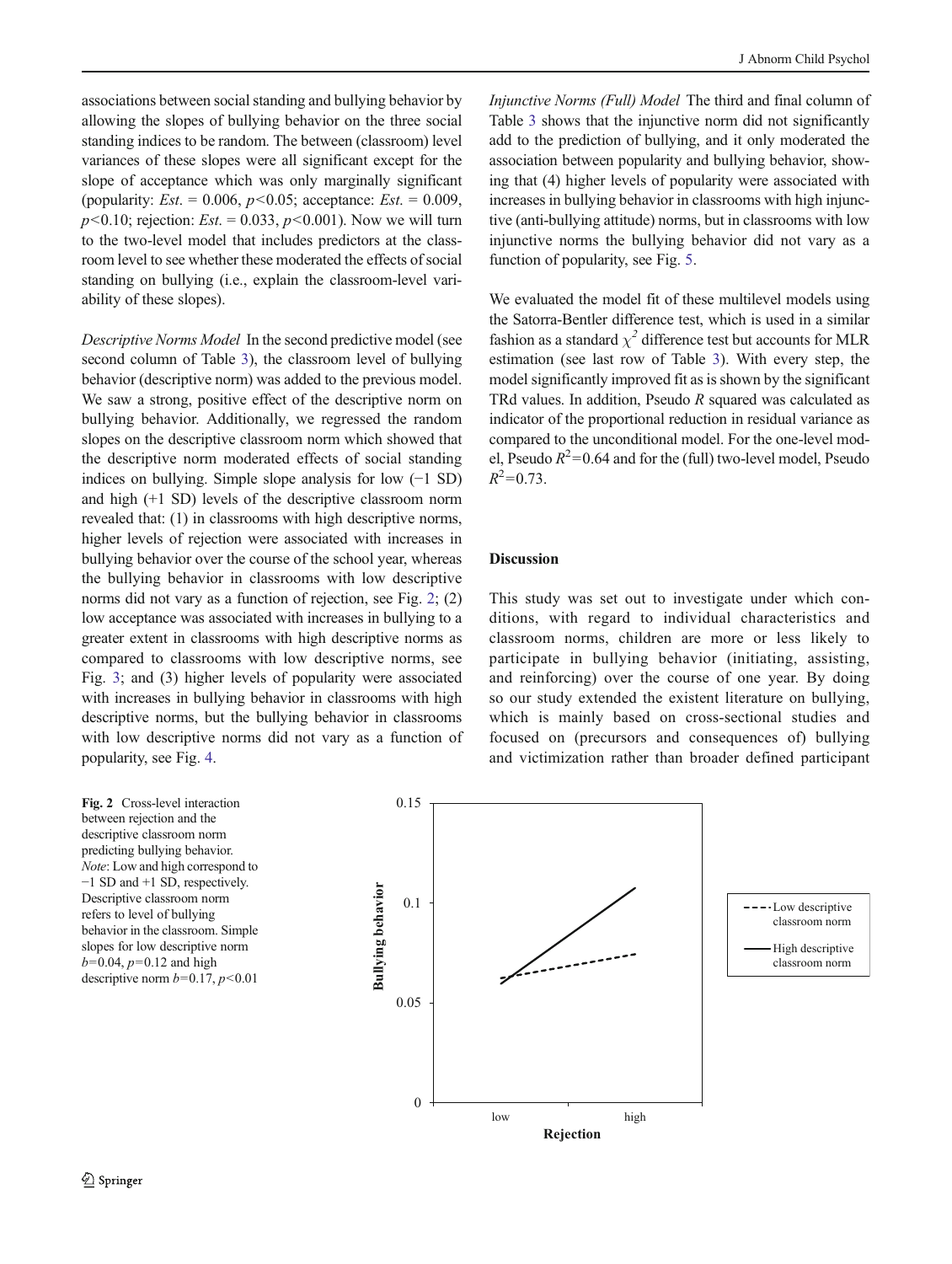associations between social standing and bullying behavior by allowing the slopes of bullying behavior on the three social standing indices to be random. The between (classroom) level variances of these slopes were all significant except for the slope of acceptance which was only marginally significant (popularity: *Est.* = 0.006, $p<0.05$; acceptance: *Est.* = 0.009, $p<0.10$; rejection: *Est.* = 0.033, $p<0.001$). Now we will turn to the two-level model that includes predictors at the classroom level to see whether these moderated the effects of social standing on bullying (i.e., explain the classroom-level variability of these slopes).

*Descriptive Norms Model* In the second predictive model (see second column of Table 3), the classroom level of bullying behavior (descriptive norm) was added to the previous model. We saw a strong, positive effect of the descriptive norm on bullying behavior. Additionally, we regressed the random slopes on the descriptive classroom norm which showed that the descriptive norm moderated effects of social standing indices on bullying. Simple slope analysis for low (−1 SD) and high (+1 SD) levels of the descriptive classroom norm revealed that: (1) in classrooms with high descriptive norms, higher levels of rejection were associated with increases in bullying behavior over the course of the school year, whereas the bullying behavior in classrooms with low descriptive norms did not vary as a function of rejection, see Fig. 2; (2) low acceptance was associated with increases in bullying to a greater extent in classrooms with high descriptive norms as compared to classrooms with low descriptive norms, see Fig. 3; and (3) higher levels of popularity were associated with increases in bullying behavior in classrooms with high descriptive norms, but the bullying behavior in classrooms with low descriptive norms did not vary as a function of popularity, see Fig. 4.

*Injunctive Norms (Full) Model* The third and final column of Table 3 shows that the injunctive norm did not significantly add to the prediction of bullying, and it only moderated the association between popularity and bullying behavior, showing that (4) higher levels of popularity were associated with increases in bullying behavior in classrooms with high injunctive (anti-bullying attitude) norms, but in classrooms with low injunctive norms the bullying behavior did not vary as a function of popularity, see Fig. 5.

We evaluated the model fit of these multilevel models using the Satorra-Bentler difference test, which is used in a similar fashion as a standard $\chi^2$ difference test but accounts for MLR estimation (see last row of Table 3). With every step, the model significantly improved fit as is shown by the significant TRd values. In addition, Pseudo *R* squared was calculated as indicator of the proportional reduction in residual variance as compared to the unconditional model. For the one-level model, Pseudo $R^2=0.64$ and for the (full) two-level model, Pseudo $R^2=0.73$.

## Discussion

This study was set out to investigate under which conditions, with regard to individual characteristics and classroom norms, children are more or less likely to participate in bullying behavior (initiating, assisting, and reinforcing) over the course of one year. By doing so our study extended the existent literature on bullying, which is mainly based on cross-sectional studies and focused on (precursors and consequences of) bullying and victimization rather than broader defined participant

**Fig. 2** Cross-level interaction between rejection and the descriptive classroom norm predicting bullying behavior. *Note*: Low and high correspond to −1 SD and +1 SD, respectively. Descriptive classroom norm refers to level of bullying behavior in the classroom. Simple slopes for low descriptive norm $b=0.04$, $p=0.12$ and high descriptive norm $b=0.17$, $p<0.01$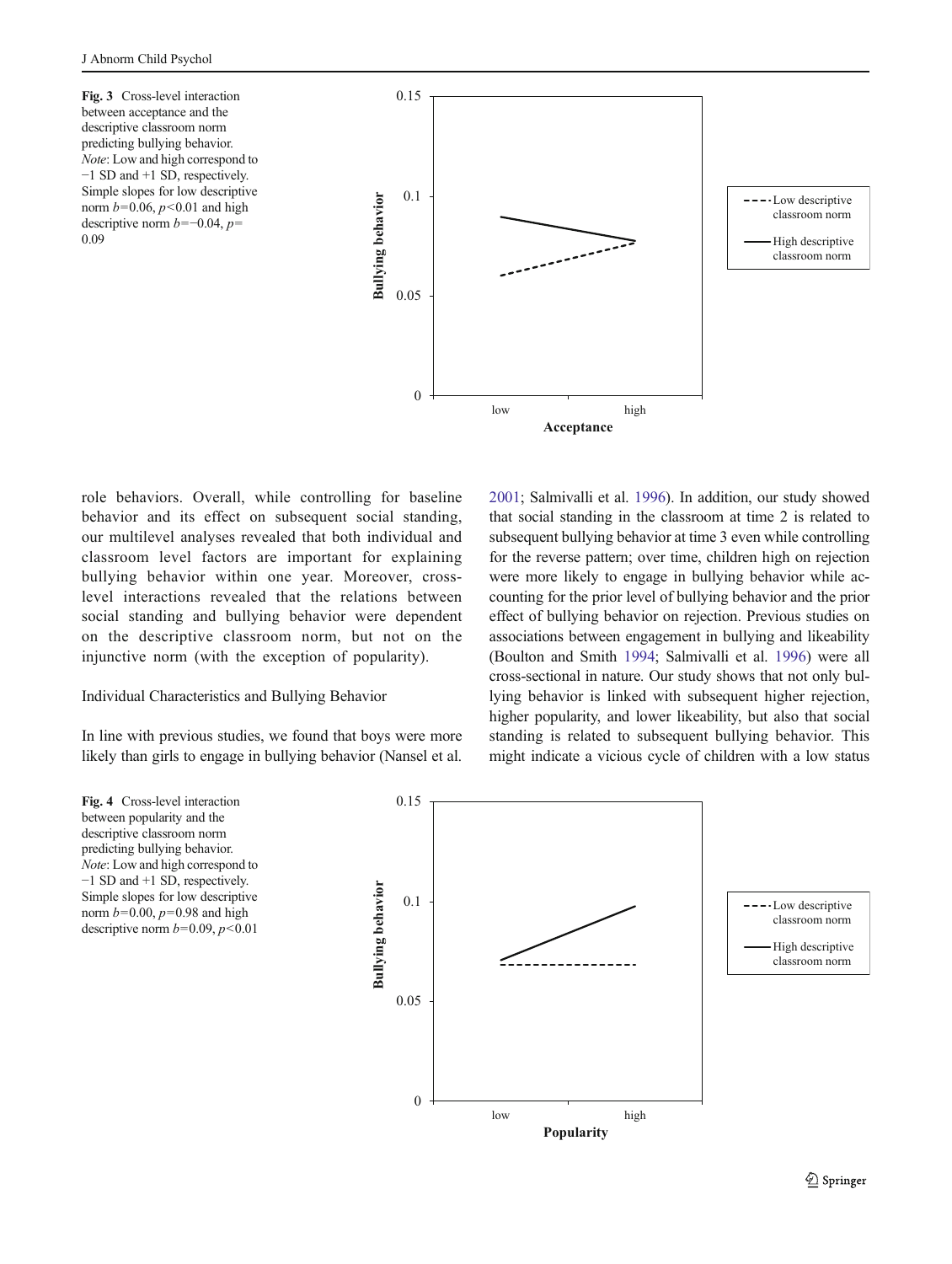**Fig. 3** Cross-level interaction between acceptance and the descriptive classroom norm predicting bullying behavior. *Note*: Low and high correspond to −1 SD and +1 SD, respectively. Simple slopes for low descriptive norm $b=0.06$, $p<0.01$ and high descriptive norm $b=-0.04$, $p=0.09$

role behaviors. Overall, while controlling for baseline behavior and its effect on subsequent social standing, our multilevel analyses revealed that both individual and classroom level factors are important for explaining bullying behavior within one year. Moreover, cross-level interactions revealed that the relations between social standing and bullying behavior were dependent on the descriptive classroom norm, but not on the injunctive norm (with the exception of popularity).

## Individual Characteristics and Bullying Behavior

In line with previous studies, we found that boys were more likely than girls to engage in bullying behavior (Nansel et al. 2001; Salmivalli et al. 1996). In addition, our study showed that social standing in the classroom at time 2 is related to subsequent bullying behavior at time 3 even while controlling for the reverse pattern; over time, children high on rejection were more likely to engage in bullying behavior while accounting for the prior level of bullying behavior and the prior effect of bullying behavior on rejection. Previous studies on associations between engagement in bullying and likeability (Boulton and Smith 1994; Salmivalli et al. 1996) were all cross-sectional in nature. Our study shows that not only bullying behavior is linked with subsequent higher rejection, higher popularity, and lower likeability, but also that social standing is related to subsequent bullying behavior. This might indicate a vicious cycle of children with a low status

**Fig. 4** Cross-level interaction between popularity and the descriptive classroom norm predicting bullying behavior. *Note*: Low and high correspond to −1 SD and +1 SD, respectively. Simple slopes for low descriptive norm $b=0.00$, $p=0.98$ and high descriptive norm $b=0.09$, $p<0.01$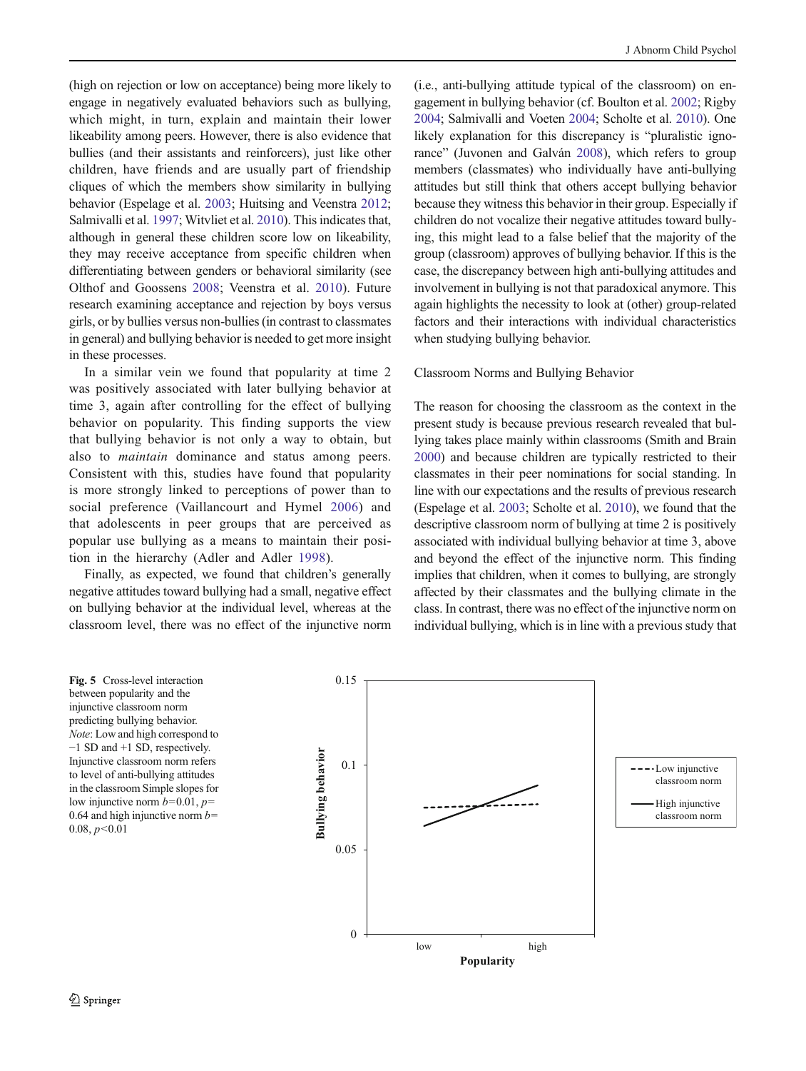(high on rejection or low on acceptance) being more likely to engage in negatively evaluated behaviors such as bullying, which might, in turn, explain and maintain their lower likeability among peers. However, there is also evidence that bullies (and their assistants and reinforcers), just like other children, have friends and are usually part of friendship cliques of which the members show similarity in bullying behavior (Espelage et al. 2003; Huitsing and Veenstra 2012; Salmivalli et al. 1997; Witvliet et al. 2010). This indicates that, although in general these children score low on likeability, they may receive acceptance from specific children when differentiating between genders or behavioral similarity (see Olthof and Goossens 2008; Veenstra et al. 2010). Future research examining acceptance and rejection by boys versus girls, or by bullies versus non-bullies (in contrast to classmates in general) and bullying behavior is needed to get more insight in these processes.

In a similar vein we found that popularity at time 2 was positively associated with later bullying behavior at time 3, again after controlling for the effect of bullying behavior on popularity. This finding supports the view that bullying behavior is not only a way to obtain, but also to *maintain* dominance and status among peers. Consistent with this, studies have found that popularity is more strongly linked to perceptions of power than to social preference (Vaillancourt and Hymel 2006) and that adolescents in peer groups that are perceived as popular use bullying as a means to maintain their position in the hierarchy (Adler and Adler 1998).

Finally, as expected, we found that children's generally negative attitudes toward bullying had a small, negative effect on bullying behavior at the individual level, whereas at the classroom level, there was no effect of the injunctive norm (i.e., anti-bullying attitude typical of the classroom) on engagement in bullying behavior (cf. Boulton et al. 2002; Rigby 2004; Salmivalli and Voeten 2004; Scholte et al. 2010). One likely explanation for this discrepancy is "pluralistic ignorance" (Juvonen and Galván 2008), which refers to group members (classmates) who individually have anti-bullying attitudes but still think that others accept bullying behavior because they witness this behavior in their group. Especially if children do not vocalize their negative attitudes toward bullying, this might lead to a false belief that the majority of the group (classroom) approves of bullying behavior. If this is the case, the discrepancy between high anti-bullying attitudes and involvement in bullying is not that paradoxical anymore. This again highlights the necessity to look at (other) group-related factors and their interactions with individual characteristics when studying bullying behavior.

## Classroom Norms and Bullying Behavior

The reason for choosing the classroom as the context in the present study is because previous research revealed that bullying takes place mainly within classrooms (Smith and Brain 2000) and because children are typically restricted to their classmates in their peer nominations for social standing. In line with our expectations and the results of previous research (Espelage et al. 2003; Scholte et al. 2010), we found that the descriptive classroom norm of bullying at time 2 is positively associated with individual bullying behavior at time 3, above and beyond the effect of the injunctive norm. This finding implies that children, when it comes to bullying, are strongly affected by their classmates and the bullying climate in the class. In contrast, there was no effect of the injunctive norm on individual bullying, which is in line with a previous study that

**Fig. 5** Cross-level interaction between popularity and the injunctive classroom norm predicting bullying behavior. *Note*: Low and high correspond to −1 SD and +1 SD, respectively. Injunctive classroom norm refers to level of anti-bullying attitudes in the classroom Simple slopes for low injunctive norm $b=0.01$, $p=0.64$ and high injunctive norm $b=0.08$, $p<0.01$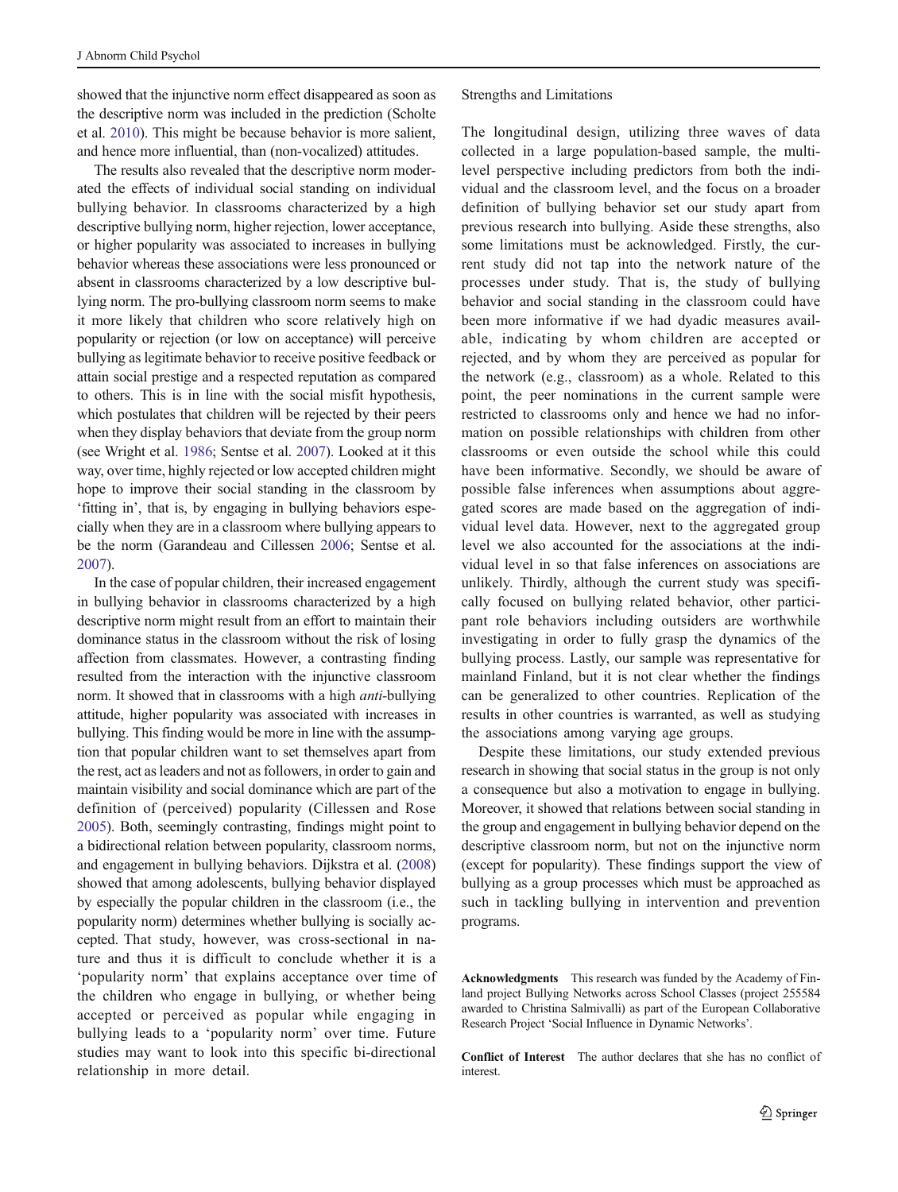showed that the injunctive norm effect disappeared as soon as the descriptive norm was included in the prediction (Scholte et al. 2010). This might be because behavior is more salient, and hence more influential, than (non-vocalized) attitudes.

The results also revealed that the descriptive norm moderated the effects of individual social standing on individual bullying behavior. In classrooms characterized by a high descriptive bullying norm, higher rejection, lower acceptance, or higher popularity was associated to increases in bullying behavior whereas these associations were less pronounced or absent in classrooms characterized by a low descriptive bullying norm. The pro-bullying classroom norm seems to make it more likely that children who score relatively high on popularity or rejection (or low on acceptance) will perceive bullying as legitimate behavior to receive positive feedback or attain social prestige and a respected reputation as compared to others. This is in line with the social misfit hypothesis, which postulates that children will be rejected by their peers when they display behaviors that deviate from the group norm (see Wright et al. 1986; Sentse et al. 2007). Looked at it this way, over time, highly rejected or low accepted children might hope to improve their social standing in the classroom by 'fitting in', that is, by engaging in bullying behaviors especially when they are in a classroom where bullying appears to be the norm (Garandeau and Cillessen 2006; Sentse et al. 2007).

In the case of popular children, their increased engagement in bullying behavior in classrooms characterized by a high descriptive norm might result from an effort to maintain their dominance status in the classroom without the risk of losing affection from classmates. However, a contrasting finding resulted from the interaction with the injunctive classroom norm. It showed that in classrooms with a high *anti*-bullying attitude, higher popularity was associated with increases in bullying. This finding would be more in line with the assumption that popular children want to set themselves apart from the rest, act as leaders and not as followers, in order to gain and maintain visibility and social dominance which are part of the definition of (perceived) popularity (Cillessen and Rose 2005). Both, seemingly contrasting, findings might point to a bidirectional relation between popularity, classroom norms, and engagement in bullying behaviors. Dijkstra et al. (2008) showed that among adolescents, bullying behavior displayed by especially the popular children in the classroom (i.e., the popularity norm) determines whether bullying is socially accepted. That study, however, was cross-sectional in nature and thus it is difficult to conclude whether it is a 'popularity norm' that explains acceptance over time of the children who engage in bullying, or whether being accepted or perceived as popular while engaging in bullying leads to a 'popularity norm' over time. Future studies may want to look into this specific bi-directional relationship in more detail.

### Strengths and Limitations

The longitudinal design, utilizing three waves of data collected in a large population-based sample, the multilevel perspective including predictors from both the individual and the classroom level, and the focus on a broader definition of bullying behavior set our study apart from previous research into bullying. Aside these strengths, also some limitations must be acknowledged. Firstly, the current study did not tap into the network nature of the processes under study. That is, the study of bullying behavior and social standing in the classroom could have been more informative if we had dyadic measures available, indicating by whom children are accepted or rejected, and by whom they are perceived as popular for the network (e.g., classroom) as a whole. Related to this point, the peer nominations in the current sample were restricted to classrooms only and hence we had no information on possible relationships with children from other classrooms or even outside the school while this could have been informative. Secondly, we should be aware of possible false inferences when assumptions about aggregated scores are made based on the aggregation of individual level data. However, next to the aggregated group level we also accounted for the associations at the individual level in so that false inferences on associations are unlikely. Thirdly, although the current study was specifically focused on bullying related behavior, other participant role behaviors including outsiders are worthwhile investigating in order to fully grasp the dynamics of the bullying process. Lastly, our sample was representative for mainland Finland, but it is not clear whether the findings can be generalized to other countries. Replication of the results in other countries is warranted, as well as studying the associations among varying age groups.

Despite these limitations, our study extended previous research in showing that social status in the group is not only a consequence but also a motivation to engage in bullying. Moreover, it showed that relations between social standing in the group and engagement in bullying behavior depend on the descriptive classroom norm, but not on the injunctive norm (except for popularity). These findings support the view of bullying as a group processes which must be approached as such in tackling bullying in intervention and prevention programs.

**Acknowledgments** This research was funded by the Academy of Finland project Bullying Networks across School Classes (project 255584 awarded to Christina Salmivalli) as part of the European Collaborative Research Project 'Social Influence in Dynamic Networks'.

**Conflict of Interest** The author declares that she has no conflict of interest.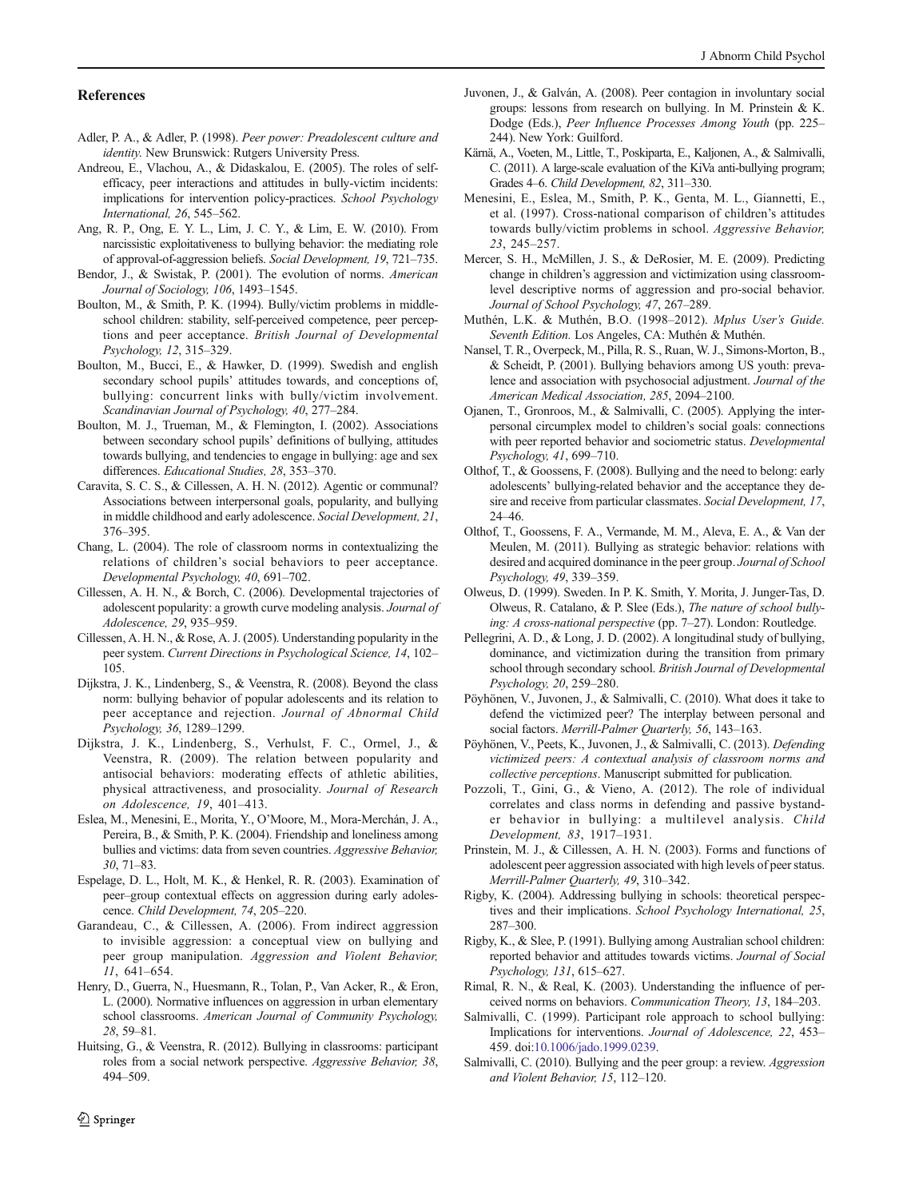## References

Adler, P. A., & Adler, P. (1998). *Peer power: Preadolescent culture and identity.* New Brunswick: Rutgers University Press.

Andreou, E., Vlachou, A., & Didaskalou, E. (2005). The roles of self-efficacy, peer interactions and attitudes in bully-victim incidents: implications for intervention policy-practices. *School Psychology International, 26*, 545–562.

Ang, R. P., Ong, E. Y. L., Lim, J. C. Y., & Lim, E. W. (2010). From narcissistic exploitativeness to bullying behavior: the mediating role of approval-of-aggression beliefs. *Social Development, 19*, 721–735.

Bendor, J., & Swistak, P. (2001). The evolution of norms. *American Journal of Sociology, 106*, 1493–1545.

Boulton, M., & Smith, P. K. (1994). Bully/victim problems in middle-school children: stability, self-perceived competence, peer perceptions and peer acceptance. *British Journal of Developmental Psychology, 12*, 315–329.

Boulton, M., Bucci, E., & Hawker, D. (1999). Swedish and english secondary school pupils' attitudes towards, and conceptions of, bullying: concurrent links with bully/victim involvement. *Scandinavian Journal of Psychology, 40*, 277–284.

Boulton, M. J., Trueman, M., & Flemington, I. (2002). Associations between secondary school pupils' definitions of bullying, attitudes towards bullying, and tendencies to engage in bullying: age and sex differences. *Educational Studies, 28*, 353–370.

Caravita, S. C. S., & Cillessen, A. H. N. (2012). Agentic or communal? Associations between interpersonal goals, popularity, and bullying in middle childhood and early adolescence. *Social Development, 21*, 376–395.

Chang, L. (2004). The role of classroom norms in contextualizing the relations of children's social behaviors to peer acceptance. *Developmental Psychology, 40*, 691–702.

Cillessen, A. H. N., & Borch, C. (2006). Developmental trajectories of adolescent popularity: a growth curve modeling analysis. *Journal of Adolescence, 29*, 935–959.

Cillessen, A. H. N., & Rose, A. J. (2005). Understanding popularity in the peer system. *Current Directions in Psychological Science, 14*, 102–105.

Dijkstra, J. K., Lindenberg, S., & Veenstra, R. (2008). Beyond the class norm: bullying behavior of popular adolescents and its relation to peer acceptance and rejection. *Journal of Abnormal Child Psychology, 36*, 1289–1299.

Dijkstra, J. K., Lindenberg, S., Verhulst, F. C., Ormel, J., & Veenstra, R. (2009). The relation between popularity and antisocial behaviors: moderating effects of athletic abilities, physical attractiveness, and prosociality. *Journal of Research on Adolescence, 19*, 401–413.

Eslea, M., Menesini, E., Morita, Y., O'Moore, M., Mora-Merchán, J. A., Pereira, B., & Smith, P. K. (2004). Friendship and loneliness among bullies and victims: data from seven countries. *Aggressive Behavior, 30*, 71–83.

Espelage, D. L., Holt, M. K., & Henkel, R. R. (2003). Examination of peer–group contextual effects on aggression during early adolescence. *Child Development, 74*, 205–220.

Garandeau, C., & Cillessen, A. (2006). From indirect aggression to invisible aggression: a conceptual view on bullying and peer group manipulation. *Aggression and Violent Behavior, 11*, 641–654.

Henry, D., Guerra, N., Huesmann, R., Tolan, P., Van Acker, R., & Eron, L. (2000). Normative influences on aggression in urban elementary school classrooms. *American Journal of Community Psychology, 28*, 59–81.

Huitsing, G., & Veenstra, R. (2012). Bullying in classrooms: participant roles from a social network perspective. *Aggressive Behavior, 38*, 494–509.

Juvonen, J., & Galván, A. (2008). Peer contagion in involuntary social groups: lessons from research on bullying. In M. Prinstein & K. Dodge (Eds.), *Peer Influence Processes Among Youth* (pp. 225–244). New York: Guilford.

Kärnä, A., Voeten, M., Little, T., Poskiparta, E., Kaljonen, A., & Salmivalli, C. (2011). A large-scale evaluation of the KiVa anti-bullying program; Grades 4–6. *Child Development, 82*, 311–330.

Menesini, E., Eslea, M., Smith, P. K., Genta, M. L., Giannetti, E., et al. (1997). Cross-national comparison of children's attitudes towards bully/victim problems in school. *Aggressive Behavior, 23*, 245–257.

Mercer, S. H., McMillen, J. S., & DeRosier, M. E. (2009). Predicting change in children's aggression and victimization using classroom-level descriptive norms of aggression and pro-social behavior. *Journal of School Psychology, 47*, 267–289.

Muthén, L.K. & Muthén, B.O. (1998–2012). *Mplus User's Guide. Seventh Edition.* Los Angeles, CA: Muthén & Muthén.

Nansel, T. R., Overpeck, M., Pilla, R. S., Ruan, W. J., Simons-Morton, B., & Scheidt, P. (2001). Bullying behaviors among US youth: prevalence and association with psychosocial adjustment. *Journal of the American Medical Association, 285*, 2094–2100.

Ojanen, T., Gronroos, M., & Salmivalli, C. (2005). Applying the interpersonal circumplex model to children's social goals: connections with peer reported behavior and sociometric status. *Developmental Psychology, 41*, 699–710.

Olthof, T., & Goossens, F. (2008). Bullying and the need to belong: early adolescents' bullying-related behavior and the acceptance they desire and receive from particular classmates. *Social Development, 17*, 24–46.

Olthof, T., Goossens, F. A., Vermande, M. M., Aleva, E. A., & Van der Meulen, M. (2011). Bullying as strategic behavior: relations with desired and acquired dominance in the peer group. *Journal of School Psychology, 49*, 339–359.

Olweus, D. (1999). Sweden. In P. K. Smith, Y. Morita, J. Junger-Tas, D. Olweus, R. Catalano, & P. Slee (Eds.), *The nature of school bullying: A cross-national perspective* (pp. 7–27). London: Routledge.

Pellegrini, A. D., & Long, J. D. (2002). A longitudinal study of bullying, dominance, and victimization during the transition from primary school through secondary school. *British Journal of Developmental Psychology, 20*, 259–280.

Pöyhönen, V., Juvonen, J., & Salmivalli, C. (2010). What does it take to defend the victimized peer? The interplay between personal and social factors. *Merrill-Palmer Quarterly, 56*, 143–163.

Pöyhönen, V., Peets, K., Juvonen, J., & Salmivalli, C. (2013). *Defending victimized peers: A contextual analysis of classroom norms and collective perceptions*. Manuscript submitted for publication.

Pozzoli, T., Gini, G., & Vieno, A. (2012). The role of individual correlates and class norms in defending and passive bystander behavior in bullying: a multilevel analysis. *Child Development, 83*, 1917–1931.

Prinstein, M. J., & Cillessen, A. H. N. (2003). Forms and functions of adolescent peer aggression associated with high levels of peer status. *Merrill-Palmer Quarterly, 49*, 310–342.

Rigby, K. (2004). Addressing bullying in schools: theoretical perspectives and their implications. *School Psychology International, 25*, 287–300.

Rigby, K., & Slee, P. (1991). Bullying among Australian school children: reported behavior and attitudes towards victims. *Journal of Social Psychology, 131*, 615–627.

Rimal, R. N., & Real, K. (2003). Understanding the influence of perceived norms on behaviors. *Communication Theory, 13*, 184–203.

Salmivalli, C. (1999). Participant role approach to school bullying: Implications for interventions. *Journal of Adolescence, 22*, 453–459. doi:10.1006/jado.1999.0239.

Salmivalli, C. (2010). Bullying and the peer group: a review. *Aggression and Violent Behavior, 15*, 112–120.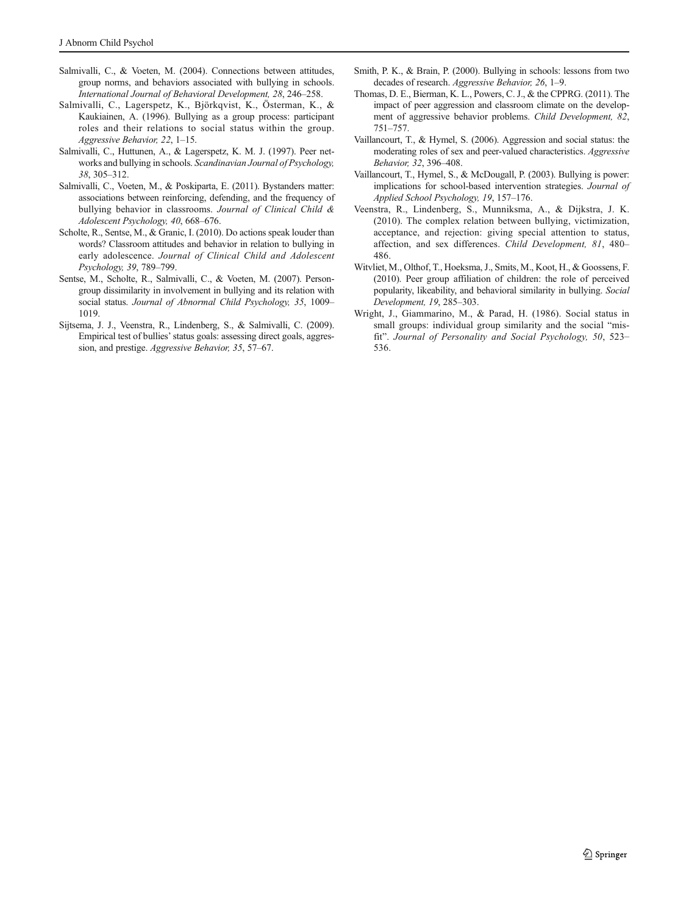Salmivalli, C., & Voeten, M. (2004). Connections between attitudes, group norms, and behaviors associated with bullying in schools. *International Journal of Behavioral Development, 28*, 246–258.

Salmivalli, C., Lagerspetz, K., Björkqvist, K., Österman, K., & Kaukiainen, A. (1996). Bullying as a group process: participant roles and their relations to social status within the group. *Aggressive Behavior, 22*, 1–15.

Salmivalli, C., Huttunen, A., & Lagerspetz, K. M. J. (1997). Peer networks and bullying in schools. *Scandinavian Journal of Psychology, 38*, 305–312.

Salmivalli, C., Voeten, M., & Poskiparta, E. (2011). Bystanders matter: associations between reinforcing, defending, and the frequency of bullying behavior in classrooms. *Journal of Clinical Child & Adolescent Psychology, 40*, 668–676.

Scholte, R., Sentse, M., & Granic, I. (2010). Do actions speak louder than words? Classroom attitudes and behavior in relation to bullying in early adolescence. *Journal of Clinical Child and Adolescent Psychology, 39*, 789–799.

Sentse, M., Scholte, R., Salmivalli, C., & Voeten, M. (2007). Person-group dissimilarity in involvement in bullying and its relation with social status. *Journal of Abnormal Child Psychology, 35*, 1009–1019.

Sijtsema, J. J., Veenstra, R., Lindenberg, S., & Salmivalli, C. (2009). Empirical test of bullies' status goals: assessing direct goals, aggression, and prestige. *Aggressive Behavior, 35*, 57–67.

Smith, P. K., & Brain, P. (2000). Bullying in schools: lessons from two decades of research. *Aggressive Behavior, 26*, 1–9.

Thomas, D. E., Bierman, K. L., Powers, C. J., & the CPPRG. (2011). The impact of peer aggression and classroom climate on the development of aggressive behavior problems. *Child Development, 82*, 751–757.

Vaillancourt, T., & Hymel, S. (2006). Aggression and social status: the moderating roles of sex and peer-valued characteristics. *Aggressive Behavior, 32*, 396–408.

Vaillancourt, T., Hymel, S., & McDougall, P. (2003). Bullying is power: implications for school-based intervention strategies. *Journal of Applied School Psychology, 19*, 157–176.

Veenstra, R., Lindenberg, S., Munniksma, A., & Dijkstra, J. K. (2010). The complex relation between bullying, victimization, acceptance, and rejection: giving special attention to status, affection, and sex differences. *Child Development, 81*, 480–486.

Witvliet, M., Olthof, T., Hoeksma, J., Smits, M., Koot, H., & Goossens, F. (2010). Peer group affiliation of children: the role of perceived popularity, likeability, and behavioral similarity in bullying. *Social Development, 19*, 285–303.

Wright, J., Giammarino, M., & Parad, H. (1986). Social status in small groups: individual group similarity and the social "misfit". *Journal of Personality and Social Psychology, 50*, 523–536.